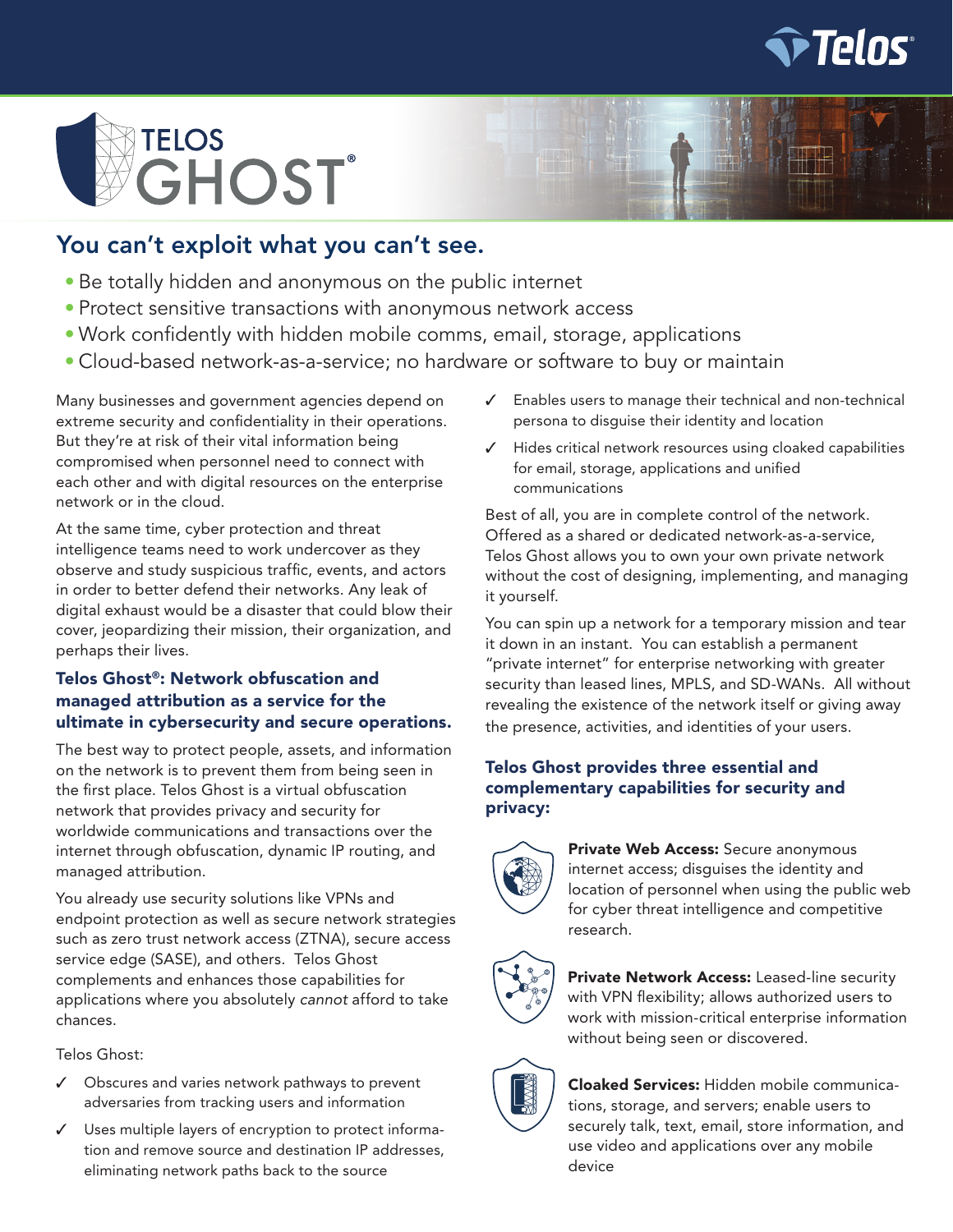# TELOS GHOST®

## You can't exploit what you can't see.

- Be totally hidden and anonymous on the public internet
- Protect sensitive transactions with anonymous network access
- Work confidently with hidden mobile comms, email, storage, applications
- Cloud-based network-as-a-service; no hardware or software to buy or maintain

Many businesses and government agencies depend on extreme security and confidentiality in their operations. But they're at risk of their vital information being compromised when personnel need to connect with each other and with digital resources on the enterprise network or in the cloud.

At the same time, cyber protection and threat intelligence teams need to work undercover as they observe and study suspicious traffic, events, and actors in order to better defend their networks. Any leak of digital exhaust would be a disaster that could blow their cover, jeopardizing their mission, their organization, and perhaps their lives.

### Telos Ghost®: Network obfuscation and managed attribution as a service for the ultimate in cybersecurity and secure operations.

The best way to protect people, assets, and information on the network is to prevent them from being seen in the first place. Telos Ghost is a virtual obfuscation network that provides privacy and security for worldwide communications and transactions over the internet through obfuscation, dynamic IP routing, and managed attribution.

You already use security solutions like VPNs and endpoint protection as well as secure network strategies such as zero trust network access (ZTNA), secure access service edge (SASE), and others. Telos Ghost complements and enhances those capabilities for applications where you absolutely *cannot* afford to take chances.

Telos Ghost:

- ✓ Obscures and varies network pathways to prevent adversaries from tracking users and information
- ✓ Uses multiple layers of encryption to protect information and remove source and destination IP addresses, eliminating network paths back to the source
- ✓ Enables users to manage their technical and non-technical persona to disguise their identity and location
- ✓ Hides critical network resources using cloaked capabilities for email, storage, applications and unified communications

Best of all, you are in complete control of the network. Offered as a shared or dedicated network-as-a-service, Telos Ghost allows you to own your own private network without the cost of designing, implementing, and managing it yourself.

You can spin up a network for a temporary mission and tear it down in an instant. You can establish a permanent "private internet" for enterprise networking with greater security than leased lines, MPLS, and SD-WANs. All without revealing the existence of the network itself or giving away the presence, activities, and identities of your users.

### Telos Ghost provides three essential and complementary capabilities for security and privacy:

**Private Web Access:** Secure anonymous internet access; disguises the identity and location of personnel when using the public web for cyber threat intelligence and competitive research.

**Private Network Access:** Leased-line security with VPN flexibility; allows authorized users to work with mission-critical enterprise information without being seen or discovered.

**Cloaked Services:** Hidden mobile communications, storage, and servers; enable users to securely talk, text, email, store information, and use video and applications over any mobile device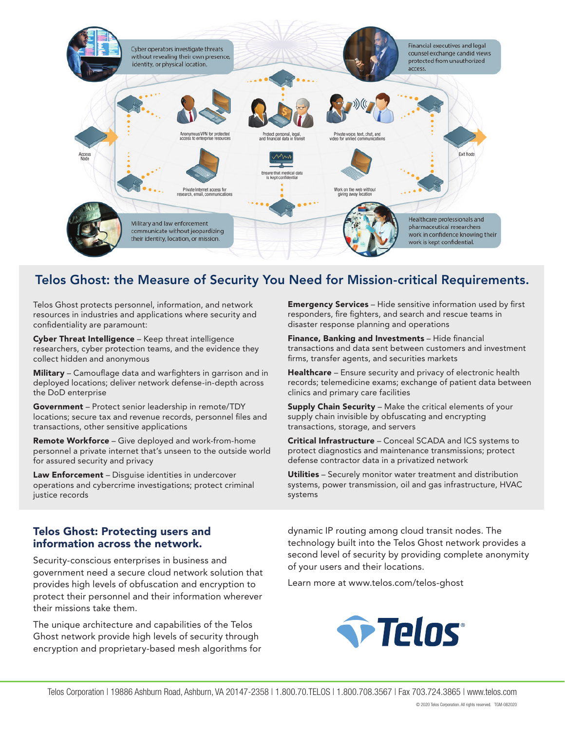Cyber operators investigate threats without revealing their own presence, identity, or physical location.

Financial executives and legal counsel exchange candid views protected from unauthorized access.

Anonymous VPN for protected access to enterprise resources

Protect personal, legal, and financial data in transit

Private voice, text, chat, and video for unified communications

Access Node

Exit Node

Ensure that medical data is kept confidential

Private Internet access for research, email, communications

Work on the web without giving away location

Military and law enforcement communicate without jeopardizing their identity, location, or mission.

Healthcare professionals and pharmaceutical researchers work in confidence knowing their work is kept confidential.

## Telos Ghost: the Measure of Security You Need for Mission-critical Requirements.

Telos Ghost protects personnel, information, and network resources in industries and applications where security and confidentiality are paramount:

**Cyber Threat Intelligence** – Keep threat intelligence researchers, cyber protection teams, and the evidence they collect hidden and anonymous

**Military** – Camouflage data and warfighters in garrison and in deployed locations; deliver network defense-in-depth across the DoD enterprise

**Government** – Protect senior leadership in remote/TDY locations; secure tax and revenue records, personnel files and transactions, other sensitive applications

**Remote Workforce** – Give deployed and work-from-home personnel a private internet that's unseen to the outside world for assured security and privacy

**Law Enforcement** – Disguise identities in undercover operations and cybercrime investigations; protect criminal justice records

**Emergency Services** – Hide sensitive information used by first responders, fire fighters, and search and rescue teams in disaster response planning and operations

**Finance, Banking and Investments** – Hide financial transactions and data sent between customers and investment firms, transfer agents, and securities markets

**Healthcare** – Ensure security and privacy of electronic health records; telemedicine exams; exchange of patient data between clinics and primary care facilities

**Supply Chain Security** – Make the critical elements of your supply chain invisible by obfuscating and encrypting transactions, storage, and servers

**Critical Infrastructure** – Conceal SCADA and ICS systems to protect diagnostics and maintenance transmissions; protect defense contractor data in a privatized network

**Utilities** – Securely monitor water treatment and distribution systems, power transmission, oil and gas infrastructure, HVAC systems

## Telos Ghost: Protecting users and information across the network.

Security-conscious enterprises in business and government need a secure cloud network solution that provides high levels of obfuscation and encryption to protect their personnel and their information wherever their missions take them.

The unique architecture and capabilities of the Telos Ghost network provide high levels of security through encryption and proprietary-based mesh algorithms for dynamic IP routing among cloud transit nodes. The technology built into the Telos Ghost network provides a second level of security by providing complete anonymity of your users and their locations.

Learn more at www.telos.com/telos-ghost

Telos®

Telos Corporation | 19886 Ashburn Road, Ashburn, VA 20147-2358 | 1.800.70.TELOS | 1.800.708.3567 | Fax 703.724.3865 | www.telos.com

© 2020 Telos Corporation. All rights reserved. TGM-082020